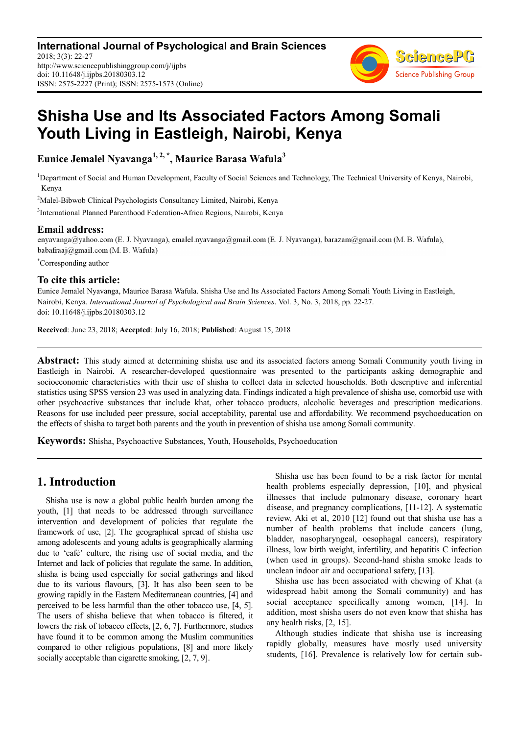International Journal of Psychological and Brain Sciences
2018; 3(3): 22-27
http://www.sciencepublishinggroup.com/j/ijpbs
doi: 10.11648/j.ijpbs.20180303.12
ISSN: 2575-2227 (Print); ISSN: 2575-1573 (Online)

# Shisha Use and Its Associated Factors Among Somali Youth Living in Eastleigh, Nairobi, Kenya

**Eunice Jemalel Nyavanga[1, 2, *], Maurice Barasa Wafula[3]**

[1]Department of Social and Human Development, Faculty of Social Sciences and Technology, The Technical University of Kenya, Nairobi, Kenya

[2]Malel-Bibwob Clinical Psychologists Consultancy Limited, Nairobi, Kenya

[3]International Planned Parenthood Federation-Africa Regions, Nairobi, Kenya

### Email address:

enyavanga@yahoo.com (E. J. Nyavanga), emalel.nyavanga@gmail.com (E. J. Nyavanga), barazam@gmail.com (M. B. Wafula), babafraaj@gmail.com (M. B. Wafula)

[*]Corresponding author

### To cite this article:

Eunice Jemalel Nyavanga, Maurice Barasa Wafula. Shisha Use and Its Associated Factors Among Somali Youth Living in Eastleigh, Nairobi, Kenya. *International Journal of Psychological and Brain Sciences*. Vol. 3, No. 3, 2018, pp. 22-27. doi: 10.11648/j.ijpbs.20180303.12

**Received**: June 23, 2018; **Accepted**: July 16, 2018; **Published**: August 15, 2018

---

**Abstract:** This study aimed at determining shisha use and its associated factors among Somali Community youth living in Eastleigh in Nairobi. A researcher-developed questionnaire was presented to the participants asking demographic and socioeconomic characteristics with their use of shisha to collect data in selected households. Both descriptive and inferential statistics using SPSS version 23 was used in analyzing data. Findings indicated a high prevalence of shisha use, comorbid use with other psychoactive substances that include khat, other tobacco products, alcoholic beverages and prescription medications. Reasons for use included peer pressure, social acceptability, parental use and affordability. We recommend psychoeducation on the effects of shisha to target both parents and the youth in prevention of shisha use among Somali community.

**Keywords:** Shisha, Psychoactive Substances, Youth, Households, Psychoeducation

---

## 1. Introduction

Shisha use is now a global public health burden among the youth, [1] that needs to be addressed through surveillance intervention and development of policies that regulate the framework of use, [2]. The geographical spread of shisha use among adolescents and young adults is geographically alarming due to 'café' culture, the rising use of social media, and the Internet and lack of policies that regulate the same. In addition, shisha is being used especially for social gatherings and liked due to its various flavours, [3]. It has also been seen to be growing rapidly in the Eastern Mediterranean countries, [4] and perceived to be less harmful than the other tobacco use, [4, 5]. The users of shisha believe that when tobacco is filtered, it lowers the risk of tobacco effects, [2, 6, 7]. Furthermore, studies have found it to be common among the Muslim communities compared to other religious populations, [8] and more likely socially acceptable than cigarette smoking, [2, 7, 9].

Shisha use has been found to be a risk factor for mental health problems especially depression, [10], and physical illnesses that include pulmonary disease, coronary heart disease, and pregnancy complications, [11-12]. A systematic review, Aki et al, 2010 [12] found out that shisha use has a number of health problems that include cancers (lung, bladder, nasopharyngeal, oesophagal cancers), respiratory illness, low birth weight, infertility, and hepatitis C infection (when used in groups). Second-hand shisha smoke leads to unclean indoor air and occupational safety, [13].

Shisha use has been associated with chewing of Khat (a widespread habit among the Somali community) and has social acceptance specifically among women, [14]. In addition, most shisha users do not even know that shisha has any health risks, [2, 15].

Although studies indicate that shisha use is increasing rapidly globally, measures have mostly used university students, [16]. Prevalence is relatively low for certain sub-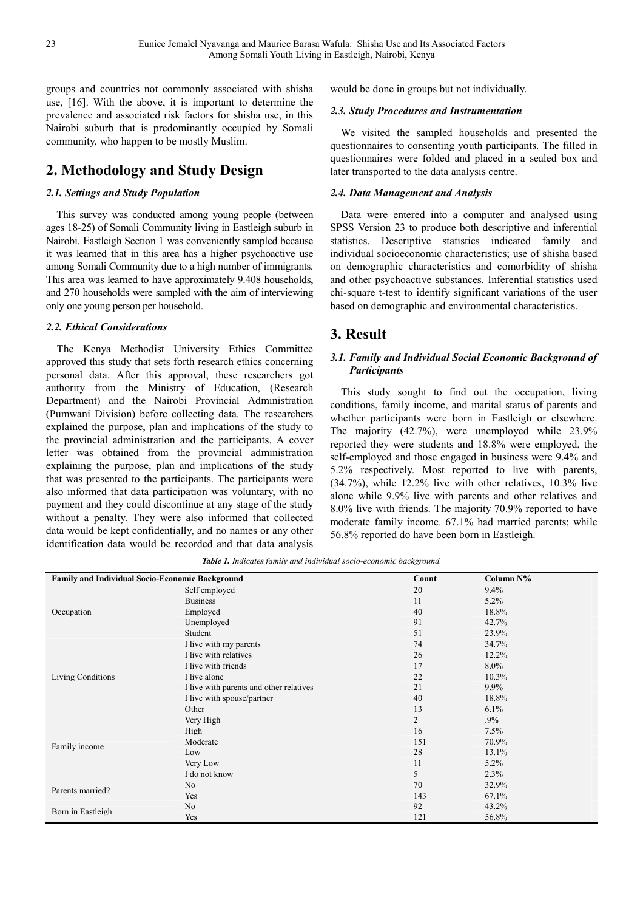groups and countries not commonly associated with shisha use, [16]. With the above, it is important to determine the prevalence and associated risk factors for shisha use, in this Nairobi suburb that is predominantly occupied by Somali community, who happen to be mostly Muslim.

## 2. Methodology and Study Design

### 2.1. Settings and Study Population

This survey was conducted among young people (between ages 18-25) of Somali Community living in Eastleigh suburb in Nairobi. Eastleigh Section 1 was conveniently sampled because it was learned that in this area has a higher psychoactive use among Somali Community due to a high number of immigrants. This area was learned to have approximately 9.408 households, and 270 households were sampled with the aim of interviewing only one young person per household.

### 2.2. Ethical Considerations

The Kenya Methodist University Ethics Committee approved this study that sets forth research ethics concerning personal data. After this approval, these researchers got authority from the Ministry of Education, (Research Department) and the Nairobi Provincial Administration (Pumwani Division) before collecting data. The researchers explained the purpose, plan and implications of the study to the provincial administration and the participants. A cover letter was obtained from the provincial administration explaining the purpose, plan and implications of the study that was presented to the participants. The participants were also informed that data participation was voluntary, with no payment and they could discontinue at any stage of the study without a penalty. They were also informed that collected data would be kept confidentially, and no names or any other identification data would be recorded and that data analysis would be done in groups but not individually.

### 2.3. Study Procedures and Instrumentation

We visited the sampled households and presented the questionnaires to consenting youth participants. The filled in questionnaires were folded and placed in a sealed box and later transported to the data analysis centre.

### 2.4. Data Management and Analysis

Data were entered into a computer and analysed using SPSS Version 23 to produce both descriptive and inferential statistics. Descriptive statistics indicated family and individual socioeconomic characteristics; use of shisha based on demographic characteristics and comorbidity of shisha and other psychoactive substances. Inferential statistics used chi-square t-test to identify significant variations of the user based on demographic and environmental characteristics.

## 3. Result

### 3.1. Family and Individual Social Economic Background of Participants

This study sought to find out the occupation, living conditions, family income, and marital status of parents and whether participants were born in Eastleigh or elsewhere. The majority (42.7%), were unemployed while 23.9% reported they were students and 18.8% were employed, the self-employed and those engaged in business were 9.4% and 5.2% respectively. Most reported to live with parents, (34.7%), while 12.2% live with other relatives, 10.3% live alone while 9.9% live with parents and other relatives and 8.0% live with friends. The majority 70.9% reported to have moderate family income. 67.1% had married parents; while 56.8% reported do have been born in Eastleigh.

*Table 1. Indicates family and individual socio-economic background.*

| Family and Individual Socio-Economic Background | | Count | Column N% |
|---|---|---|---|
| Occupation | Self employed | 20 | 9.4% |
| | Business | 11 | 5.2% |
| | Employed | 40 | 18.8% |
| | Unemployed | 91 | 42.7% |
| | Student | 51 | 23.9% |
| Living Conditions | I live with my parents | 74 | 34.7% |
| | I live with relatives | 26 | 12.2% |
| | I live with friends | 17 | 8.0% |
| | I live alone | 22 | 10.3% |
| | I live with parents and other relatives | 21 | 9.9% |
| | I live with spouse/partner | 40 | 18.8% |
| | Other | 13 | 6.1% |
| Family income | Very High | 2 | .9% |
| | High | 16 | 7.5% |
| | Moderate | 151 | 70.9% |
| | Low | 28 | 13.1% |
| | Very Low | 11 | 5.2% |
| | I do not know | 5 | 2.3% |
| Parents married? | No | 70 | 32.9% |
| | Yes | 143 | 67.1% |
| Born in Eastleigh | No | 92 | 43.2% |
| | Yes | 121 | 56.8% |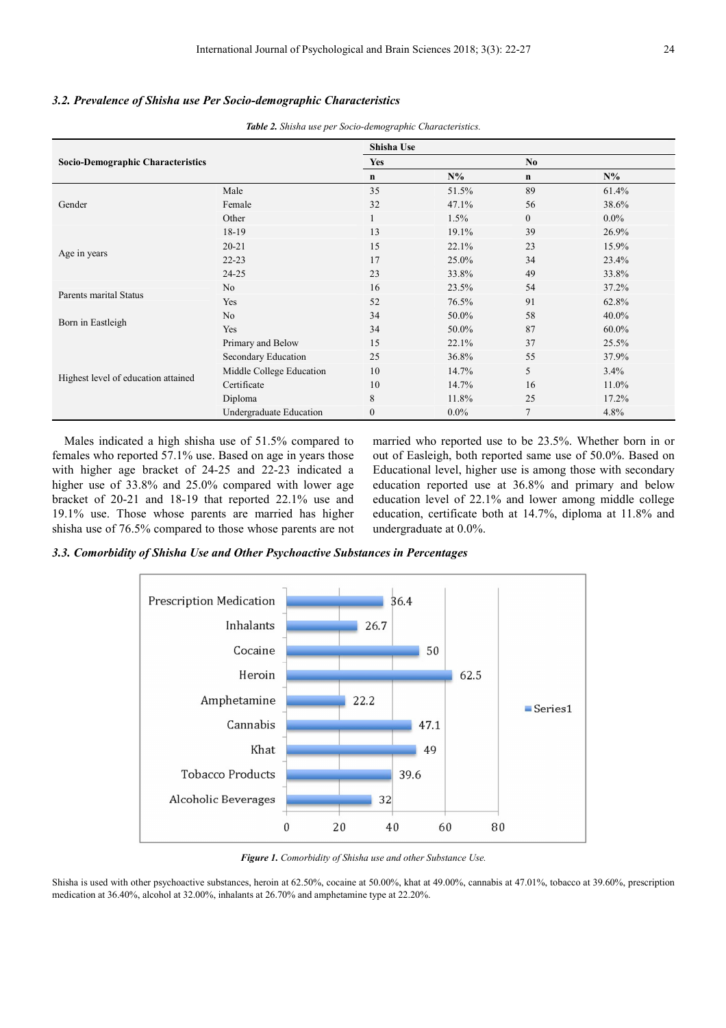### 3.2. Prevalence of Shisha use Per Socio-demographic Characteristics

*Table 2. Shisha use per Socio-demographic Characteristics.*

| Socio-Demographic Characteristics | | Shisha Use | | | |
|---|---|---|---|---|---|
| | | Yes | | No | |
| | | n | N% | n | N% |
| Gender | Male | 35 | 51.5% | 89 | 61.4% |
| | Female | 32 | 47.1% | 56 | 38.6% |
| | Other | 1 | 1.5% | 0 | 0.0% |
| Age in years | 18-19 | 13 | 19.1% | 39 | 26.9% |
| | 20-21 | 15 | 22.1% | 23 | 15.9% |
| | 22-23 | 17 | 25.0% | 34 | 23.4% |
| | 24-25 | 23 | 33.8% | 49 | 33.8% |
| Parents marital Status | No | 16 | 23.5% | 54 | 37.2% |
| | Yes | 52 | 76.5% | 91 | 62.8% |
| Born in Eastleigh | No | 34 | 50.0% | 58 | 40.0% |
| | Yes | 34 | 50.0% | 87 | 60.0% |
| Highest level of education attained | Primary and Below | 15 | 22.1% | 37 | 25.5% |
| | Secondary Education | 25 | 36.8% | 55 | 37.9% |
| | Middle College Education | 10 | 14.7% | 5 | 3.4% |
| | Certificate | 10 | 14.7% | 16 | 11.0% |
| | Diploma | 8 | 11.8% | 25 | 17.2% |
| | Undergraduate Education | 0 | 0.0% | 7 | 4.8% |

Males indicated a high shisha use of 51.5% compared to females who reported 57.1% use. Based on age in years those with higher age bracket of 24-25 and 22-23 indicated a higher use of 33.8% and 25.0% compared with lower age bracket of 20-21 and 18-19 that reported 22.1% use and 19.1% use. Those whose parents are married has higher shisha use of 76.5% compared to those whose parents are not married who reported use to be 23.5%. Whether born in or out of Easleigh, both reported same use of 50.0%. Based on Educational level, higher use is among those with secondary education reported use at 36.8% and primary and below education level of 22.1% and lower among middle college education, certificate both at 14.7%, diploma at 11.8% and undergraduate at 0.0%.

### 3.3. Comorbidity of Shisha Use and Other Psychoactive Substances in Percentages

| Substance | Series1 |
|---|---|
| Prescription Medication | 36.4 |
| Inhalants | 26.7 |
| Cocaine | 50 |
| Heroin | 62.5 |
| Amphetamine | 22.2 |
| Cannabis | 47.1 |
| Khat | 49 |
| Tobacco Products | 39.6 |
| Alcoholic Beverages | 32 |

*Figure 1. Comorbidity of Shisha use and other Substance Use.*

Shisha is used with other psychoactive substances, heroin at 62.50%, cocaine at 50.00%, khat at 49.00%, cannabis at 47.01%, tobacco at 39.60%, prescription medication at 36.40%, alcohol at 32.00%, inhalants at 26.70% and amphetamine type at 22.20%.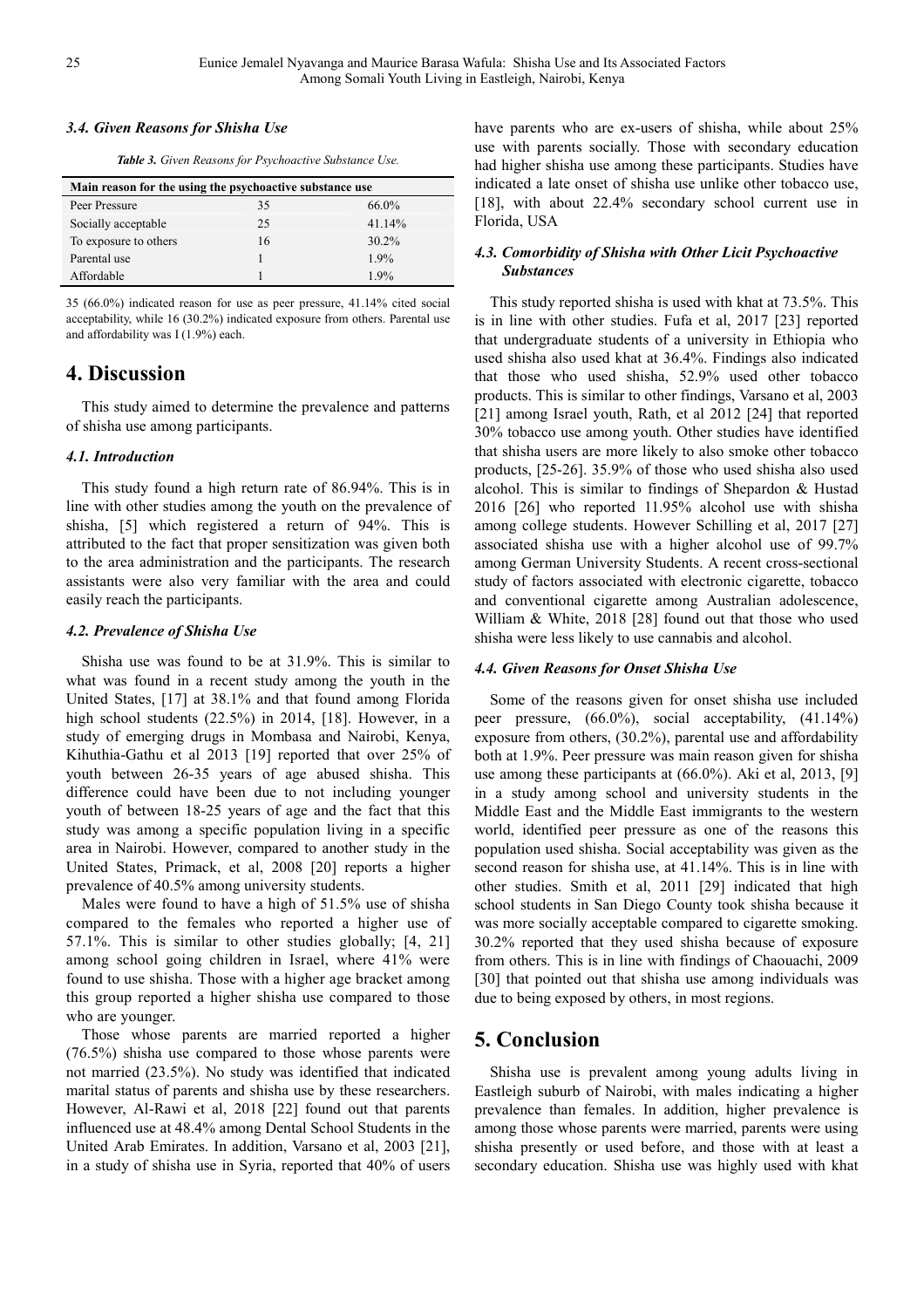### 3.4. Given Reasons for Shisha Use

*Table 3. Given Reasons for Psychoactive Substance Use.*

| Main reason for the using the psychoactive substance use | | |
|---|---|---|
| Peer Pressure | 35 | 66.0% |
| Socially acceptable | 25 | 41.14% |
| To exposure to others | 16 | 30.2% |
| Parental use | 1 | 1.9% |
| Affordable | 1 | 1.9% |

35 (66.0%) indicated reason for use as peer pressure, 41.14% cited social acceptability, while 16 (30.2%) indicated exposure from others. Parental use and affordability was I (1.9%) each.

## 4. Discussion

This study aimed to determine the prevalence and patterns of shisha use among participants.

### 4.1. Introduction

This study found a high return rate of 86.94%. This is in line with other studies among the youth on the prevalence of shisha, [5] which registered a return of 94%. This is attributed to the fact that proper sensitization was given both to the area administration and the participants. The research assistants were also very familiar with the area and could easily reach the participants.

### 4.2. Prevalence of Shisha Use

Shisha use was found to be at 31.9%. This is similar to what was found in a recent study among the youth in the United States, [17] at 38.1% and that found among Florida high school students (22.5%) in 2014, [18]. However, in a study of emerging drugs in Mombasa and Nairobi, Kenya, Kihuthia-Gathu et al 2013 [19] reported that over 25% of youth between 26-35 years of age abused shisha. This difference could have been due to not including younger youth of between 18-25 years of age and the fact that this study was among a specific population living in a specific area in Nairobi. However, compared to another study in the United States, Primack, et al, 2008 [20] reports a higher prevalence of 40.5% among university students.

Males were found to have a high of 51.5% use of shisha compared to the females who reported a higher use of 57.1%. This is similar to other studies globally; [4, 21] among school going children in Israel, where 41% were found to use shisha. Those with a higher age bracket among this group reported a higher shisha use compared to those who are younger.

Those whose parents are married reported a higher (76.5%) shisha use compared to those whose parents were not married (23.5%). No study was identified that indicated marital status of parents and shisha use by these researchers. However, Al-Rawi et al, 2018 [22] found out that parents influenced use at 48.4% among Dental School Students in the United Arab Emirates. In addition, Varsano et al, 2003 [21], in a study of shisha use in Syria, reported that 40% of users have parents who are ex-users of shisha, while about 25% use with parents socially. Those with secondary education had higher shisha use among these participants. Studies have indicated a late onset of shisha use unlike other tobacco use, [18], with about 22.4% secondary school current use in Florida, USA

### 4.3. Comorbidity of Shisha with Other Licit Psychoactive Substances

This study reported shisha is used with khat at 73.5%. This is in line with other studies. Fufa et al, 2017 [23] reported that undergraduate students of a university in Ethiopia who used shisha also used khat at 36.4%. Findings also indicated that those who used shisha, 52.9% used other tobacco products. This is similar to other findings, Varsano et al, 2003 [21] among Israel youth, Rath, et al 2012 [24] that reported 30% tobacco use among youth. Other studies have identified that shisha users are more likely to also smoke other tobacco products, [25-26]. 35.9% of those who used shisha also used alcohol. This is similar to findings of Shepardon & Hustad 2016 [26] who reported 11.95% alcohol use with shisha among college students. However Schilling et al, 2017 [27] associated shisha use with a higher alcohol use of 99.7% among German University Students. A recent cross-sectional study of factors associated with electronic cigarette, tobacco and conventional cigarette among Australian adolescence, William & White, 2018 [28] found out that those who used shisha were less likely to use cannabis and alcohol.

### 4.4. Given Reasons for Onset Shisha Use

Some of the reasons given for onset shisha use included peer pressure, (66.0%), social acceptability, (41.14%) exposure from others, (30.2%), parental use and affordability both at 1.9%. Peer pressure was main reason given for shisha use among these participants at (66.0%). Aki et al, 2013, [9] in a study among school and university students in the Middle East and the Middle East immigrants to the western world, identified peer pressure as one of the reasons this population used shisha. Social acceptability was given as the second reason for shisha use, at 41.14%. This is in line with other studies. Smith et al, 2011 [29] indicated that high school students in San Diego County took shisha because it was more socially acceptable compared to cigarette smoking. 30.2% reported that they used shisha because of exposure from others. This is in line with findings of Chaouachi, 2009 [30] that pointed out that shisha use among individuals was due to being exposed by others, in most regions.

## 5. Conclusion

Shisha use is prevalent among young adults living in Eastleigh suburb of Nairobi, with males indicating a higher prevalence than females. In addition, higher prevalence is among those whose parents were married, parents were using shisha presently or used before, and those with at least a secondary education. Shisha use was highly used with khat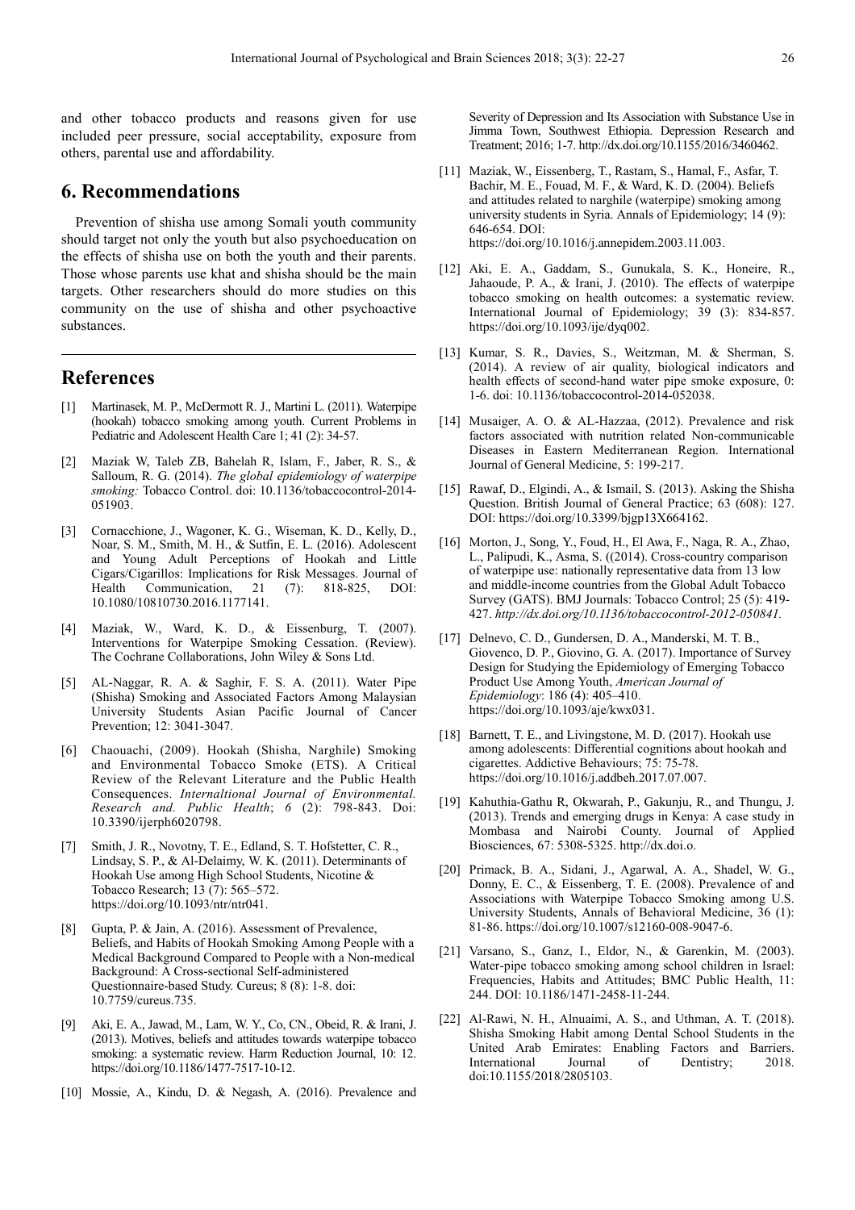and other tobacco products and reasons given for use included peer pressure, social acceptability, exposure from others, parental use and affordability.

## 6. Recommendations

Prevention of shisha use among Somali youth community should target not only the youth but also psychoeducation on the effects of shisha use on both the youth and their parents. Those whose parents use khat and shisha should be the main targets. Other researchers should do more studies on this community on the use of shisha and other psychoactive substances.

## References

[1] Martinasek, M. P., McDermott R. J., Martini L. (2011). Waterpipe (hookah) tobacco smoking among youth. Current Problems in Pediatric and Adolescent Health Care 1; 41 (2): 34-57.

[2] Maziak W, Taleb ZB, Bahelah R, Islam, F., Jaber, R. S., & Salloum, R. G. (2014). *The global epidemiology of waterpipe smoking:* Tobacco Control. doi: 10.1136/tobaccocontrol-2014-051903.

[3] Cornacchione, J., Wagoner, K. G., Wiseman, K. D., Kelly, D., Noar, S. M., Smith, M. H., & Sutfin, E. L. (2016). Adolescent and Young Adult Perceptions of Hookah and Little Cigars/Cigarillos: Implications for Risk Messages. Journal of Health Communication, 21 (7): 818-825, DOI: 10.1080/10810730.2016.1177141.

[4] Maziak, W., Ward, K. D., & Eissenburg, T. (2007). Interventions for Waterpipe Smoking Cessation. (Review). The Cochrane Collaborations, John Wiley & Sons Ltd.

[5] AL-Naggar, R. A. & Saghir, F. S. A. (2011). Water Pipe (Shisha) Smoking and Associated Factors Among Malaysian University Students Asian Pacific Journal of Cancer Prevention; 12: 3041-3047.

[6] Chaouachi, (2009). Hookah (Shisha, Narghile) Smoking and Environmental Tobacco Smoke (ETS). A Critical Review of the Relevant Literature and the Public Health Consequences. *Internaltional Journal of Environmental. Research and. Public Health*; *6* (2): 798-843. Doi: 10.3390/ijerph6020798.

[7] Smith, J. R., Novotny, T. E., Edland, S. T. Hofstetter, C. R., Lindsay, S. P., & Al-Delaimy, W. K. (2011). Determinants of Hookah Use among High School Students, Nicotine & Tobacco Research; 13 (7): 565–572. https://doi.org/10.1093/ntr/ntr041.

[8] Gupta, P. & Jain, A. (2016). Assessment of Prevalence, Beliefs, and Habits of Hookah Smoking Among People with a Medical Background Compared to People with a Non-medical Background: A Cross-sectional Self-administered Questionnaire-based Study. Cureus; 8 (8): 1-8. doi: 10.7759/cureus.735.

[9] Aki, E. A., Jawad, M., Lam, W. Y., Co, CN., Obeid, R. & Irani, J. (2013). Motives, beliefs and attitudes towards waterpipe tobacco smoking: a systematic review. Harm Reduction Journal, 10: 12. https://doi.org/10.1186/1477-7517-10-12.

[10] Mossie, A., Kindu, D. & Negash, A. (2016). Prevalence and Severity of Depression and Its Association with Substance Use in Jimma Town, Southwest Ethiopia. Depression Research and Treatment; 2016; 1-7. http://dx.doi.org/10.1155/2016/3460462.

[11] Maziak, W., Eissenberg, T., Rastam, S., Hamal, F., Asfar, T. Bachir, M. E., Fouad, M. F., & Ward, K. D. (2004). Beliefs and attitudes related to narghile (waterpipe) smoking among university students in Syria. Annals of Epidemiology; 14 (9): 646-654. DOI: https://doi.org/10.1016/j.annepidem.2003.11.003.

[12] Aki, E. A., Gaddam, S., Gunukala, S. K., Honeire, R., Jahaoude, P. A., & Irani, J. (2010). The effects of waterpipe tobacco smoking on health outcomes: a systematic review. International Journal of Epidemiology; 39 (3): 834-857. https://doi.org/10.1093/ije/dyq002.

[13] Kumar, S. R., Davies, S., Weitzman, M. & Sherman, S. (2014). A review of air quality, biological indicators and health effects of second-hand water pipe smoke exposure, 0: 1-6. doi: 10.1136/tobaccocontrol-2014-052038.

[14] Musaiger, A. O. & AL-Hazzaa, (2012). Prevalence and risk factors associated with nutrition related Non-communicable Diseases in Eastern Mediterranean Region. International Journal of General Medicine, 5: 199-217.

[15] Rawaf, D., Elgindi, A., & Ismail, S. (2013). Asking the Shisha Question. British Journal of General Practice; 63 (608): 127. DOI: https://doi.org/10.3399/bjgp13X664162.

[16] Morton, J., Song, Y., Foud, H., El Awa, F., Naga, R. A., Zhao, L., Palipudi, K., Asma, S. ((2014). Cross-country comparison of waterpipe use: nationally representative data from 13 low and middle-income countries from the Global Adult Tobacco Survey (GATS). BMJ Journals: Tobacco Control; 25 (5): 419-427. *http://dx.doi.org/10.1136/tobaccocontrol-2012-050841.*

[17] Delnevo, C. D., Gundersen, D. A., Manderski, M. T. B., Giovenco, D. P., Giovino, G. A. (2017). Importance of Survey Design for Studying the Epidemiology of Emerging Tobacco Product Use Among Youth, *American Journal of Epidemiology*: 186 (4): 405–410. https://doi.org/10.1093/aje/kwx031.

[18] Barnett, T. E., and Livingstone, M. D. (2017). Hookah use among adolescents: Differential cognitions about hookah and cigarettes. Addictive Behaviours; 75: 75-78. https://doi.org/10.1016/j.addbeh.2017.07.007.

[19] Kahuthia-Gathu R, Okwarah, P., Gakunju, R., and Thungu, J. (2013). Trends and emerging drugs in Kenya: A case study in Mombasa and Nairobi County. Journal of Applied Biosciences, 67: 5308-5325. http://dx.doi.o.

[20] Primack, B. A., Sidani, J., Agarwal, A. A., Shadel, W. G., Donny, E. C., & Eissenberg, T. E. (2008). Prevalence of and Associations with Waterpipe Tobacco Smoking among U.S. University Students, Annals of Behavioral Medicine, 36 (1): 81-86. https://doi.org/10.1007/s12160-008-9047-6.

[21] Varsano, S., Ganz, I., Eldor, N., & Garenkin, M. (2003). Water-pipe tobacco smoking among school children in Israel: Frequencies, Habits and Attitudes; BMC Public Health, 11: 244. DOI: 10.1186/1471-2458-11-244.

[22] Al-Rawi, N. H., Alnuaimi, A. S., and Uthman, A. T. (2018). Shisha Smoking Habit among Dental School Students in the United Arab Emirates: Enabling Factors and Barriers. International Journal of Dentistry; 2018. doi:10.1155/2018/2805103.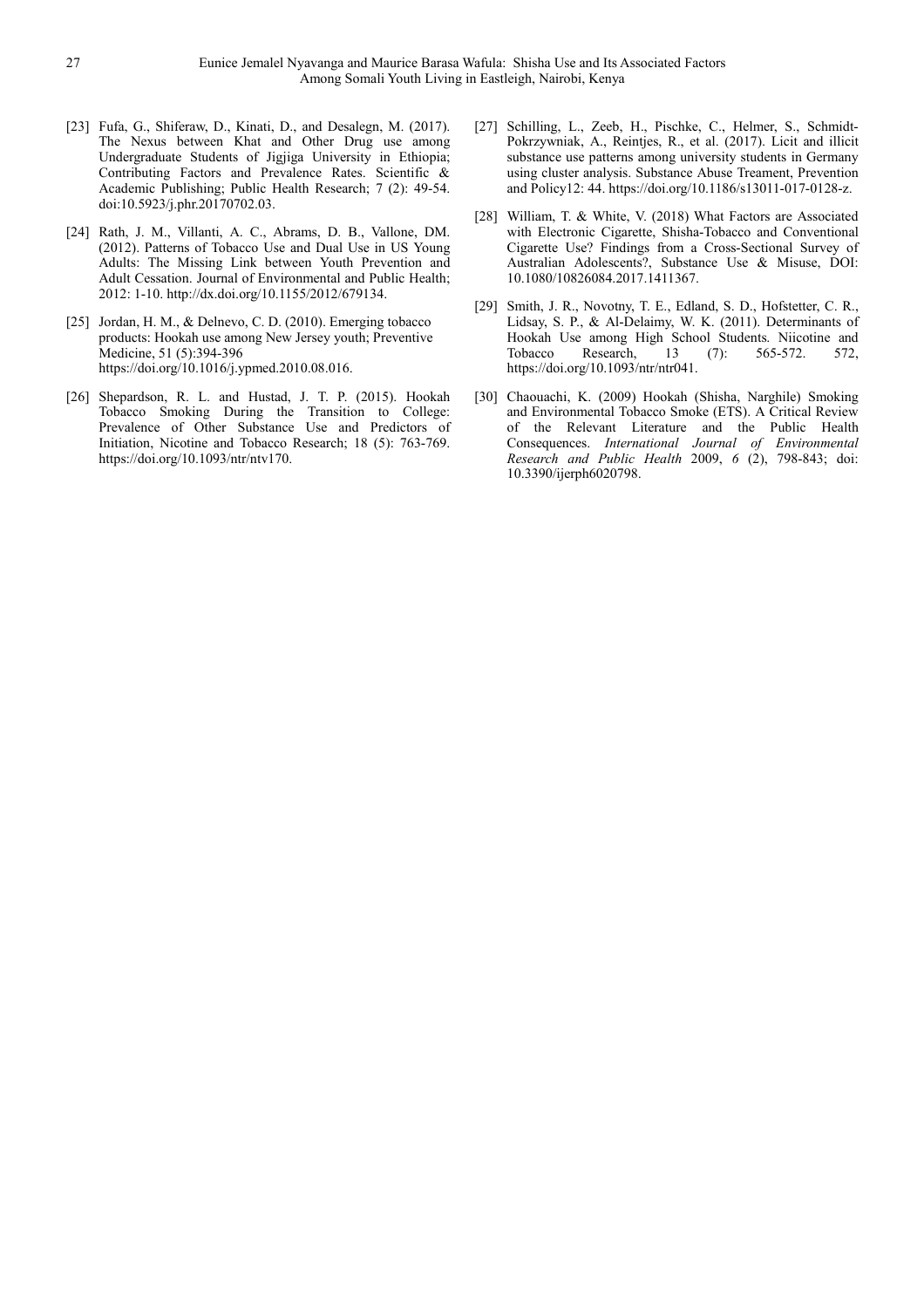[23] Fufa, G., Shiferaw, D., Kinati, D., and Desalegn, M. (2017). The Nexus between Khat and Other Drug use among Undergraduate Students of Jigjiga University in Ethiopia; Contributing Factors and Prevalence Rates. Scientific & Academic Publishing; Public Health Research; 7 (2): 49-54. doi:10.5923/j.phr.20170702.03.

[24] Rath, J. M., Villanti, A. C., Abrams, D. B., Vallone, DM. (2012). Patterns of Tobacco Use and Dual Use in US Young Adults: The Missing Link between Youth Prevention and Adult Cessation. Journal of Environmental and Public Health; 2012: 1-10. http://dx.doi.org/10.1155/2012/679134.

[25] Jordan, H. M., & Delnevo, C. D. (2010). Emerging tobacco products: Hookah use among New Jersey youth; Preventive Medicine, 51 (5):394-396 https://doi.org/10.1016/j.ypmed.2010.08.016.

[26] Shepardson, R. L. and Hustad, J. T. P. (2015). Hookah Tobacco Smoking During the Transition to College: Prevalence of Other Substance Use and Predictors of Initiation, Nicotine and Tobacco Research; 18 (5): 763-769. https://doi.org/10.1093/ntr/ntv170.

[27] Schilling, L., Zeeb, H., Pischke, C., Helmer, S., Schmidt-Pokrzywniak, A., Reintjes, R., et al. (2017). Licit and illicit substance use patterns among university students in Germany using cluster analysis. Substance Abuse Treament, Prevention and Policy12: 44. https://doi.org/10.1186/s13011-017-0128-z.

[28] William, T. & White, V. (2018) What Factors are Associated with Electronic Cigarette, Shisha-Tobacco and Conventional Cigarette Use? Findings from a Cross-Sectional Survey of Australian Adolescents?, Substance Use & Misuse, DOI: 10.1080/10826084.2017.1411367.

[29] Smith, J. R., Novotny, T. E., Edland, S. D., Hofstetter, C. R., Lidsay, S. P., & Al-Delaimy, W. K. (2011). Determinants of Hookah Use among High School Students. Niicotine and Tobacco Research, 13 (7): 565-572. 572, https://doi.org/10.1093/ntr/ntr041.

[30] Chaouachi, K. (2009) Hookah (Shisha, Narghile) Smoking and Environmental Tobacco Smoke (ETS). A Critical Review of the Relevant Literature and the Public Health Consequences. *International Journal of Environmental Research and Public Health* 2009, *6* (2), 798-843; doi: 10.3390/ijerph6020798.